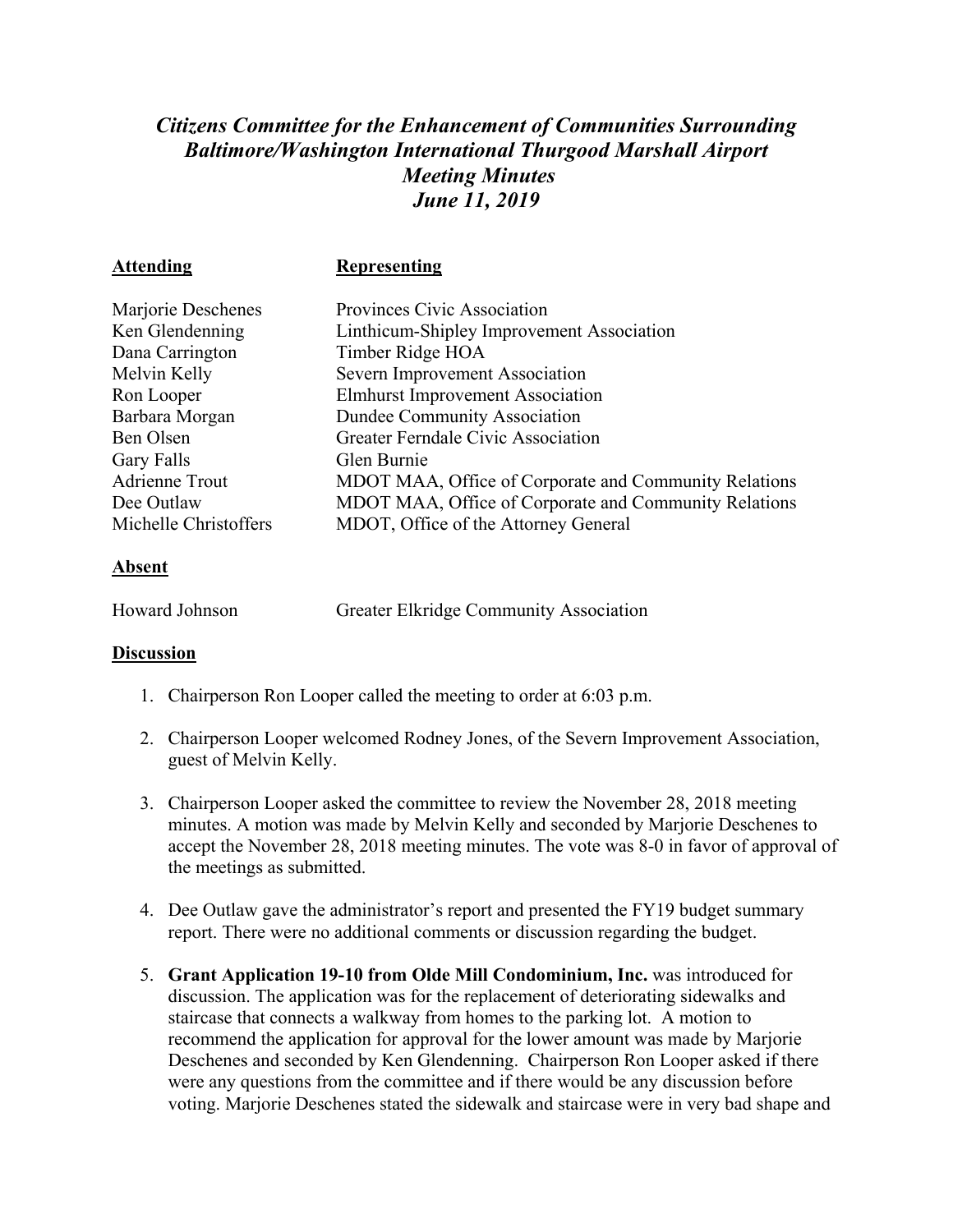# *Citizens Committee for the Enhancement of Communities Surrounding Baltimore/Washington International Thurgood Marshall Airport Meeting Minutes June 11, 2019*

| **Attending** | **Representing** |
|---|---|
| Marjorie Deschenes | Provinces Civic Association |
| Ken Glendenning | Linthicum-Shipley Improvement Association |
| Dana Carrington | Timber Ridge HOA |
| Melvin Kelly | Severn Improvement Association |
| Ron Looper | Elmhurst Improvement Association |
| Barbara Morgan | Dundee Community Association |
| Ben Olsen | Greater Ferndale Civic Association |
| Gary Falls | Glen Burnie |
| Adrienne Trout | MDOT MAA, Office of Corporate and Community Relations |
| Dee Outlaw | MDOT MAA, Office of Corporate and Community Relations |
| Michelle Christoffers | MDOT, Office of the Attorney General |

**Absent**

| | |
|---|---|
| Howard Johnson | Greater Elkridge Community Association |

**Discussion**

1. Chairperson Ron Looper called the meeting to order at 6:03 p.m.

2. Chairperson Looper welcomed Rodney Jones, of the Severn Improvement Association, guest of Melvin Kelly.

3. Chairperson Looper asked the committee to review the November 28, 2018 meeting minutes. A motion was made by Melvin Kelly and seconded by Marjorie Deschenes to accept the November 28, 2018 meeting minutes. The vote was 8-0 in favor of approval of the meetings as submitted.

4. Dee Outlaw gave the administrator's report and presented the FY19 budget summary report. There were no additional comments or discussion regarding the budget.

5. **Grant Application 19-10 from Olde Mill Condominium, Inc.** was introduced for discussion. The application was for the replacement of deteriorating sidewalks and staircase that connects a walkway from homes to the parking lot. A motion to recommend the application for approval for the lower amount was made by Marjorie Deschenes and seconded by Ken Glendenning. Chairperson Ron Looper asked if there were any questions from the committee and if there would be any discussion before voting. Marjorie Deschenes stated the sidewalk and staircase were in very bad shape and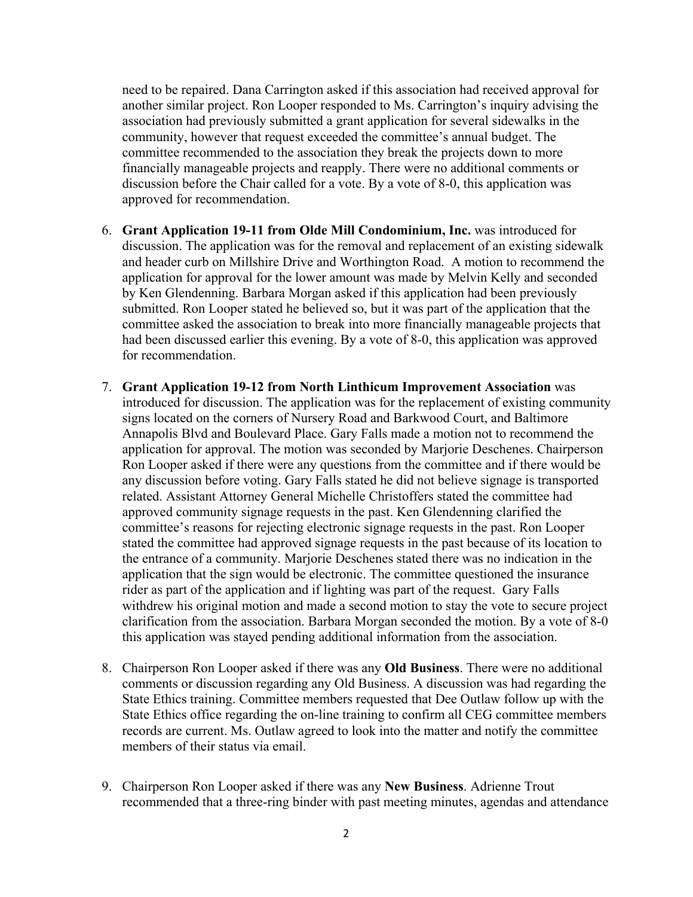need to be repaired. Dana Carrington asked if this association had received approval for another similar project. Ron Looper responded to Ms. Carrington's inquiry advising the association had previously submitted a grant application for several sidewalks in the community, however that request exceeded the committee's annual budget. The committee recommended to the association they break the projects down to more financially manageable projects and reapply. There were no additional comments or discussion before the Chair called for a vote. By a vote of 8-0, this application was approved for recommendation.

6. **Grant Application 19-11 from Olde Mill Condominium, Inc.** was introduced for discussion. The application was for the removal and replacement of an existing sidewalk and header curb on Millshire Drive and Worthington Road. A motion to recommend the application for approval for the lower amount was made by Melvin Kelly and seconded by Ken Glendenning. Barbara Morgan asked if this application had been previously submitted. Ron Looper stated he believed so, but it was part of the application that the committee asked the association to break into more financially manageable projects that had been discussed earlier this evening. By a vote of 8-0, this application was approved for recommendation.

7. **Grant Application 19-12 from North Linthicum Improvement Association** was introduced for discussion. The application was for the replacement of existing community signs located on the corners of Nursery Road and Barkwood Court, and Baltimore Annapolis Blvd and Boulevard Place. Gary Falls made a motion not to recommend the application for approval. The motion was seconded by Marjorie Deschenes. Chairperson Ron Looper asked if there were any questions from the committee and if there would be any discussion before voting. Gary Falls stated he did not believe signage is transported related. Assistant Attorney General Michelle Christoffers stated the committee had approved community signage requests in the past. Ken Glendenning clarified the committee's reasons for rejecting electronic signage requests in the past. Ron Looper stated the committee had approved signage requests in the past because of its location to the entrance of a community. Marjorie Deschenes stated there was no indication in the application that the sign would be electronic. The committee questioned the insurance rider as part of the application and if lighting was part of the request. Gary Falls withdrew his original motion and made a second motion to stay the vote to secure project clarification from the association. Barbara Morgan seconded the motion. By a vote of 8-0 this application was stayed pending additional information from the association.

8. Chairperson Ron Looper asked if there was any **Old Business**. There were no additional comments or discussion regarding any Old Business. A discussion was had regarding the State Ethics training. Committee members requested that Dee Outlaw follow up with the State Ethics office regarding the on-line training to confirm all CEG committee members records are current. Ms. Outlaw agreed to look into the matter and notify the committee members of their status via email.

9. Chairperson Ron Looper asked if there was any **New Business**. Adrienne Trout recommended that a three-ring binder with past meeting minutes, agendas and attendance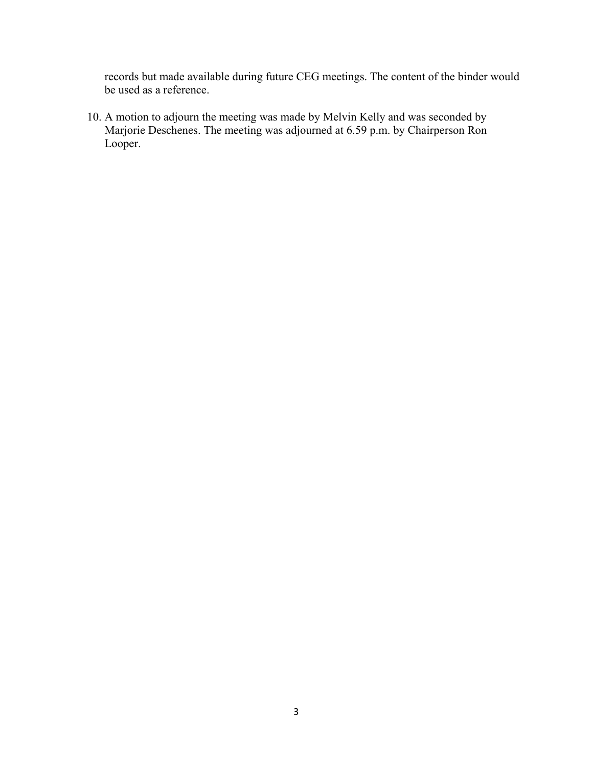records but made available during future CEG meetings. The content of the binder would be used as a reference.

10. A motion to adjourn the meeting was made by Melvin Kelly and was seconded by Marjorie Deschenes. The meeting was adjourned at 6.59 p.m. by Chairperson Ron Looper.